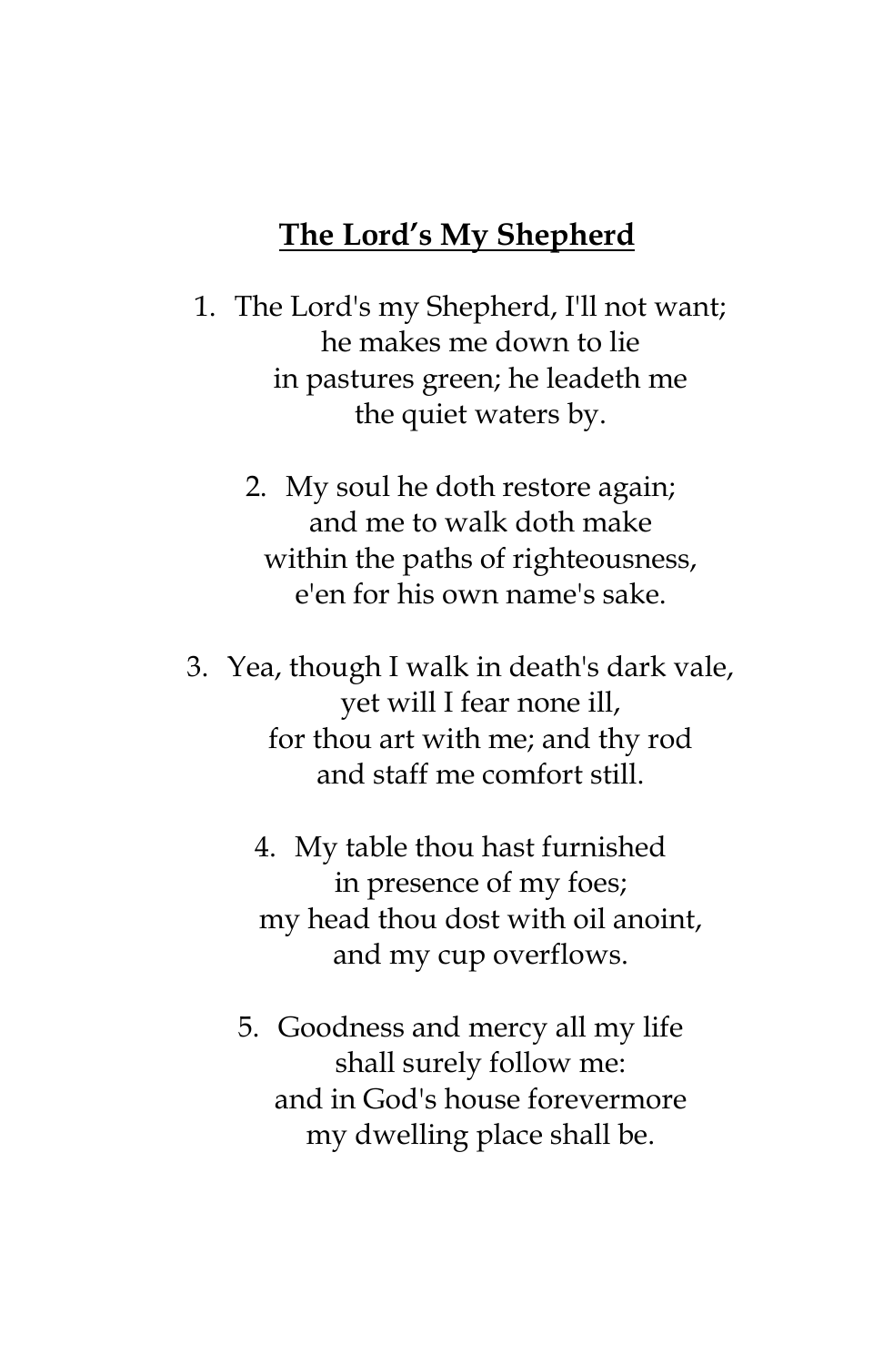# **The Lord's My Shepherd**

1. The Lord's my Shepherd, I'll not want;
   he makes me down to lie
   in pastures green; he leadeth me
   the quiet waters by.

2. My soul he doth restore again;
   and me to walk doth make
   within the paths of righteousness,
   e'en for his own name's sake.

3. Yea, though I walk in death's dark vale,
   yet will I fear none ill,
   for thou art with me; and thy rod
   and staff me comfort still.

4. My table thou hast furnished
   in presence of my foes;
   my head thou dost with oil anoint,
   and my cup overflows.

5. Goodness and mercy all my life
   shall surely follow me:
   and in God's house forevermore
   my dwelling place shall be.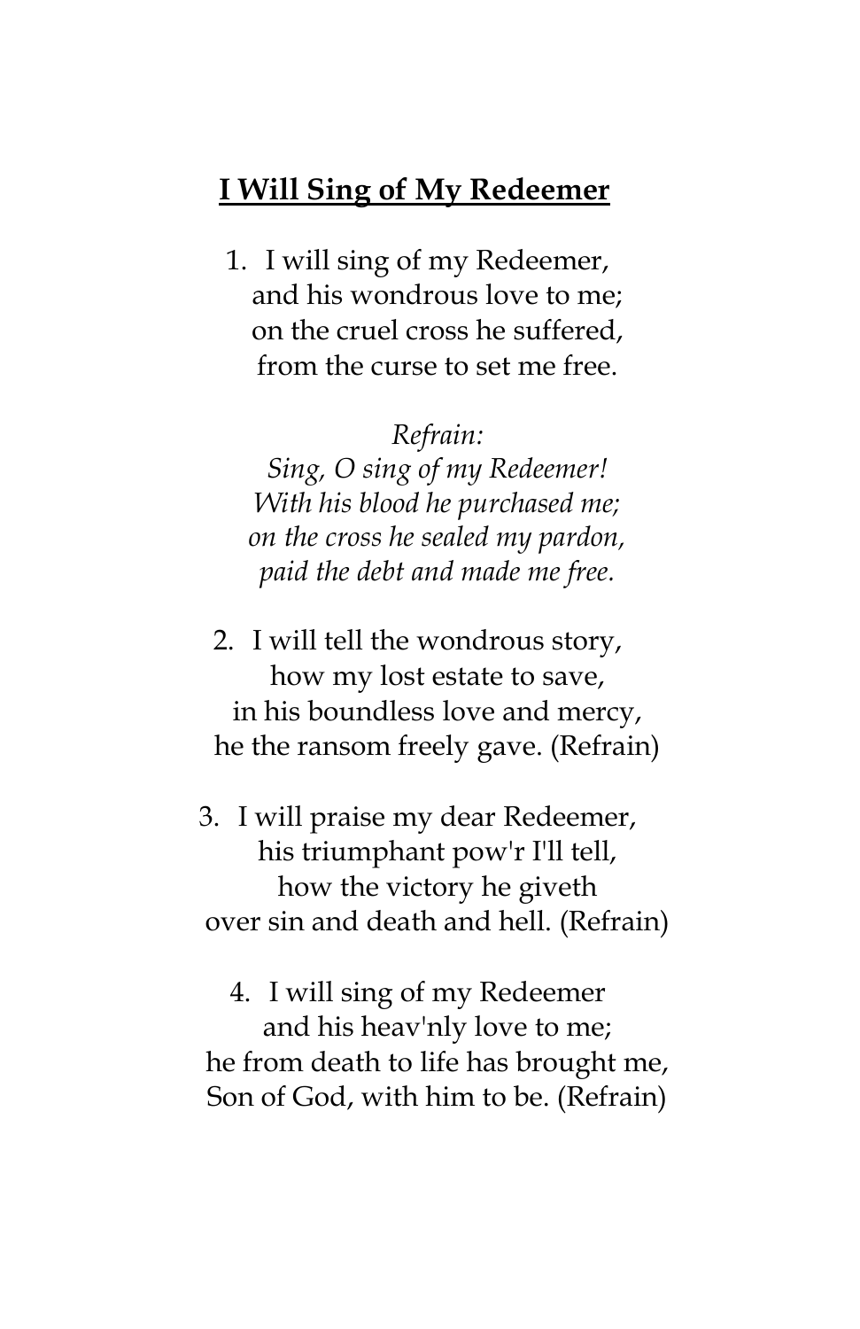**<u>I Will Sing of My Redeemer</u>**

1. I will sing of my Redeemer,  
   and his wondrous love to me;  
   on the cruel cross he suffered,  
   from the curse to set me free.

*Refrain:*  
*Sing, O sing of my Redeemer!*  
*With his blood he purchased me;*  
*on the cross he sealed my pardon,*  
*paid the debt and made me free.*

2. I will tell the wondrous story,  
   how my lost estate to save,  
   in his boundless love and mercy,  
   he the ransom freely gave. (Refrain)

3. I will praise my dear Redeemer,  
   his triumphant pow'r I'll tell,  
   how the victory he giveth  
   over sin and death and hell. (Refrain)

4. I will sing of my Redeemer  
   and his heav'nly love to me;  
   he from death to life has brought me,  
   Son of God, with him to be. (Refrain)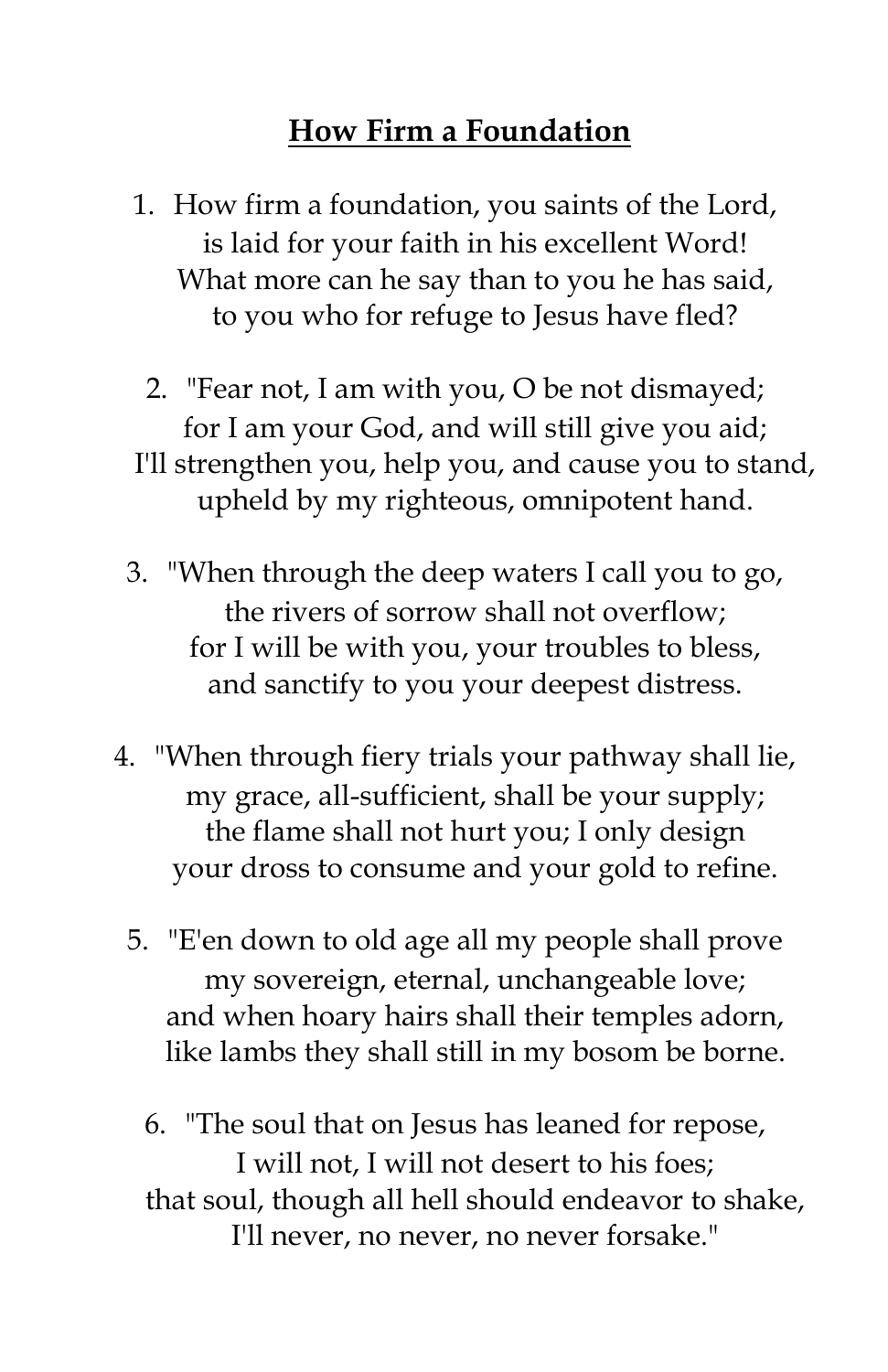# How Firm a Foundation

1. How firm a foundation, you saints of the Lord,
   is laid for your faith in his excellent Word!
   What more can he say than to you he has said,
   to you who for refuge to Jesus have fled?

2. "Fear not, I am with you, O be not dismayed;
   for I am your God, and will still give you aid;
   I'll strengthen you, help you, and cause you to stand,
   upheld by my righteous, omnipotent hand.

3. "When through the deep waters I call you to go,
   the rivers of sorrow shall not overflow;
   for I will be with you, your troubles to bless,
   and sanctify to you your deepest distress.

4. "When through fiery trials your pathway shall lie,
   my grace, all-sufficient, shall be your supply;
   the flame shall not hurt you; I only design
   your dross to consume and your gold to refine.

5. "E'en down to old age all my people shall prove
   my sovereign, eternal, unchangeable love;
   and when hoary hairs shall their temples adorn,
   like lambs they shall still in my bosom be borne.

6. "The soul that on Jesus has leaned for repose,
   I will not, I will not desert to his foes;
   that soul, though all hell should endeavor to shake,
   I'll never, no never, no never forsake."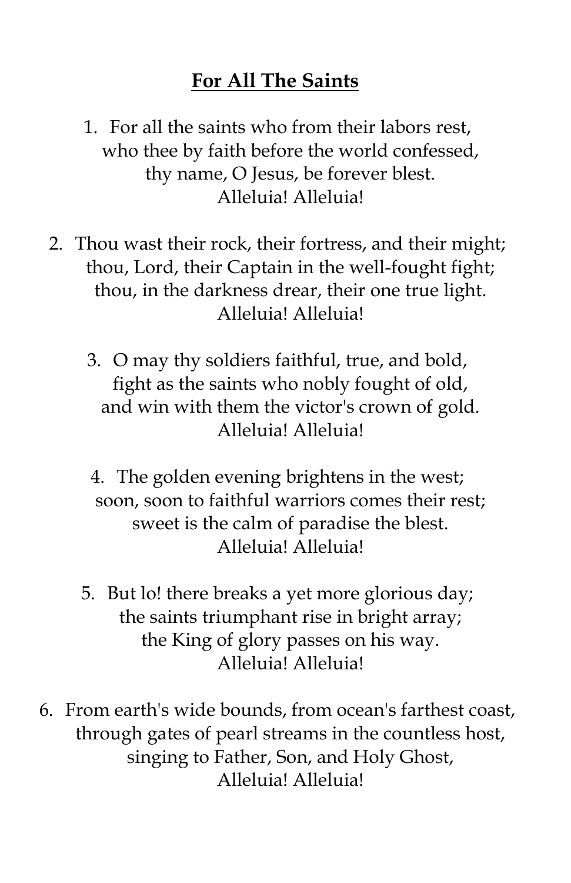**For All The Saints**

1. For all the saints who from their labors rest,
   who thee by faith before the world confessed,
   thy name, O Jesus, be forever blest.
   Alleluia! Alleluia!

2. Thou wast their rock, their fortress, and their might;
   thou, Lord, their Captain in the well-fought fight;
   thou, in the darkness drear, their one true light.
   Alleluia! Alleluia!

3. O may thy soldiers faithful, true, and bold,
   fight as the saints who nobly fought of old,
   and win with them the victor's crown of gold.
   Alleluia! Alleluia!

4. The golden evening brightens in the west;
   soon, soon to faithful warriors comes their rest;
   sweet is the calm of paradise the blest.
   Alleluia! Alleluia!

5. But lo! there breaks a yet more glorious day;
   the saints triumphant rise in bright array;
   the King of glory passes on his way.
   Alleluia! Alleluia!

6. From earth's wide bounds, from ocean's farthest coast,
   through gates of pearl streams in the countless host,
   singing to Father, Son, and Holy Ghost,
   Alleluia! Alleluia!